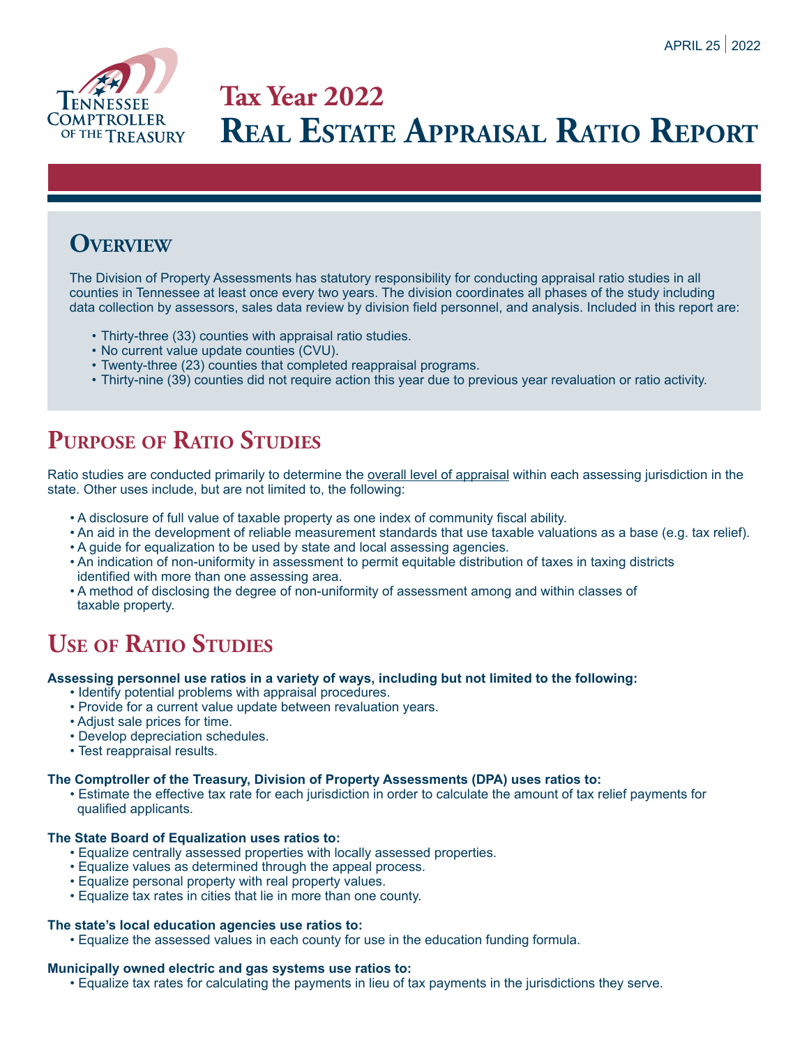APRIL 25 | 2022

# Tax Year 2022
# Real Estate Appraisal Ratio Report

## Overview

The Division of Property Assessments has statutory responsibility for conducting appraisal ratio studies in all counties in Tennessee at least once every two years. The division coordinates all phases of the study including data collection by assessors, sales data review by division field personnel, and analysis. Included in this report are:

- Thirty-three (33) counties with appraisal ratio studies.
- No current value update counties (CVU).
- Twenty-three (23) counties that completed reappraisal programs.
- Thirty-nine (39) counties did not require action this year due to previous year revaluation or ratio activity.

## Purpose of Ratio Studies

Ratio studies are conducted primarily to determine the overall level of appraisal within each assessing jurisdiction in the state. Other uses include, but are not limited to, the following:

- A disclosure of full value of taxable property as one index of community fiscal ability.
- An aid in the development of reliable measurement standards that use taxable valuations as a base (e.g. tax relief).
- A guide for equalization to be used by state and local assessing agencies.
- An indication of non-uniformity in assessment to permit equitable distribution of taxes in taxing districts identified with more than one assessing area.
- A method of disclosing the degree of non-uniformity of assessment among and within classes of taxable property.

## Use of Ratio Studies

**Assessing personnel use ratios in a variety of ways, including but not limited to the following:**

- Identify potential problems with appraisal procedures.
- Provide for a current value update between revaluation years.
- Adjust sale prices for time.
- Develop depreciation schedules.
- Test reappraisal results.

**The Comptroller of the Treasury, Division of Property Assessments (DPA) uses ratios to:**

- Estimate the effective tax rate for each jurisdiction in order to calculate the amount of tax relief payments for qualified applicants.

**The State Board of Equalization uses ratios to:**

- Equalize centrally assessed properties with locally assessed properties.
- Equalize values as determined through the appeal process.
- Equalize personal property with real property values.
- Equalize tax rates in cities that lie in more than one county.

**The state's local education agencies use ratios to:**

- Equalize the assessed values in each county for use in the education funding formula.

**Municipally owned electric and gas systems use ratios to:**

- Equalize tax rates for calculating the payments in lieu of tax payments in the jurisdictions they serve.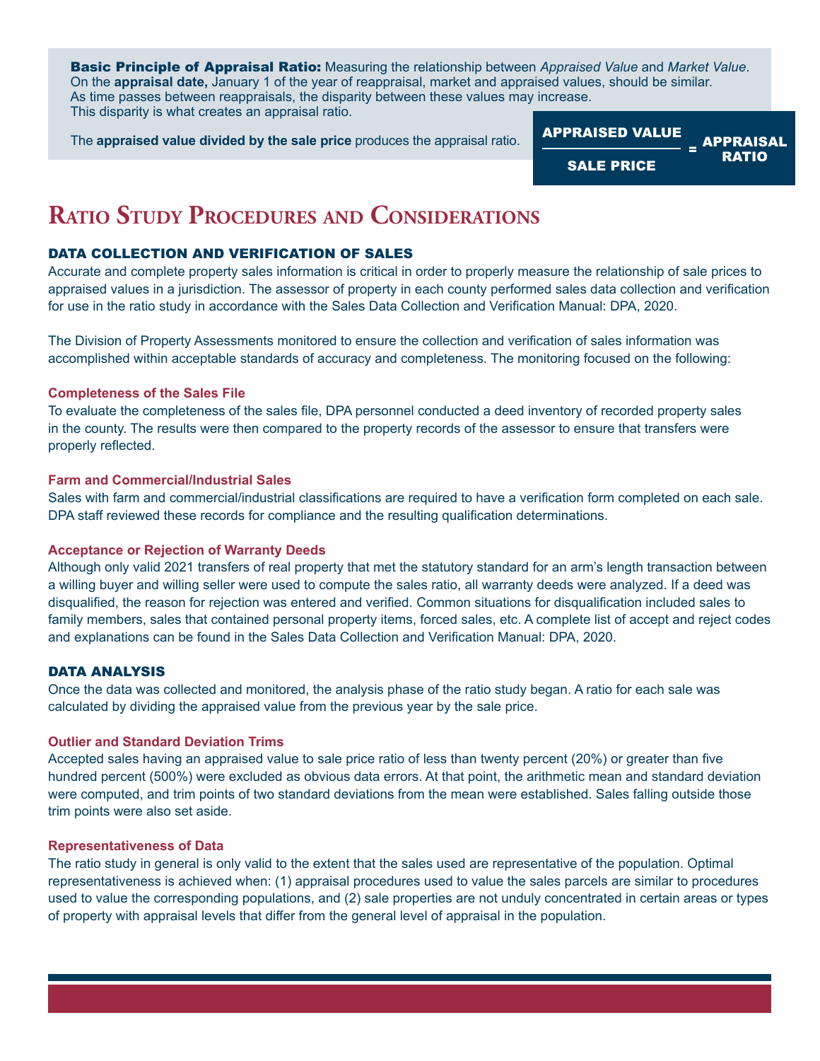**Basic Principle of Appraisal Ratio:** Measuring the relationship between *Appraised Value* and *Market Value*. On the **appraisal date,** January 1 of the year of reappraisal, market and appraised values, should be similar. As time passes between reappraisals, the disparity between these values may increase. This disparity is what creates an appraisal ratio.

The **appraised value divided by the sale price** produces the appraisal ratio.

$$\frac{\text{APPRAISED VALUE}}{\text{SALE PRICE}} = \text{APPRAISAL RATIO}$$

# Ratio Study Procedures and Considerations

## DATA COLLECTION AND VERIFICATION OF SALES

Accurate and complete property sales information is critical in order to properly measure the relationship of sale prices to appraised values in a jurisdiction. The assessor of property in each county performed sales data collection and verification for use in the ratio study in accordance with the Sales Data Collection and Verification Manual: DPA, 2020.

The Division of Property Assessments monitored to ensure the collection and verification of sales information was accomplished within acceptable standards of accuracy and completeness. The monitoring focused on the following:

### Completeness of the Sales File

To evaluate the completeness of the sales file, DPA personnel conducted a deed inventory of recorded property sales in the county. The results were then compared to the property records of the assessor to ensure that transfers were properly reflected.

### Farm and Commercial/Industrial Sales

Sales with farm and commercial/industrial classifications are required to have a verification form completed on each sale. DPA staff reviewed these records for compliance and the resulting qualification determinations.

### Acceptance or Rejection of Warranty Deeds

Although only valid 2021 transfers of real property that met the statutory standard for an arm's length transaction between a willing buyer and willing seller were used to compute the sales ratio, all warranty deeds were analyzed. If a deed was disqualified, the reason for rejection was entered and verified. Common situations for disqualification included sales to family members, sales that contained personal property items, forced sales, etc. A complete list of accept and reject codes and explanations can be found in the Sales Data Collection and Verification Manual: DPA, 2020.

## DATA ANALYSIS

Once the data was collected and monitored, the analysis phase of the ratio study began. A ratio for each sale was calculated by dividing the appraised value from the previous year by the sale price.

### Outlier and Standard Deviation Trims

Accepted sales having an appraised value to sale price ratio of less than twenty percent (20%) or greater than five hundred percent (500%) were excluded as obvious data errors. At that point, the arithmetic mean and standard deviation were computed, and trim points of two standard deviations from the mean were established. Sales falling outside those trim points were also set aside.

### Representativeness of Data

The ratio study in general is only valid to the extent that the sales used are representative of the population. Optimal representativeness is achieved when: (1) appraisal procedures used to value the sales parcels are similar to procedures used to value the corresponding populations, and (2) sale properties are not unduly concentrated in certain areas or types of property with appraisal levels that differ from the general level of appraisal in the population.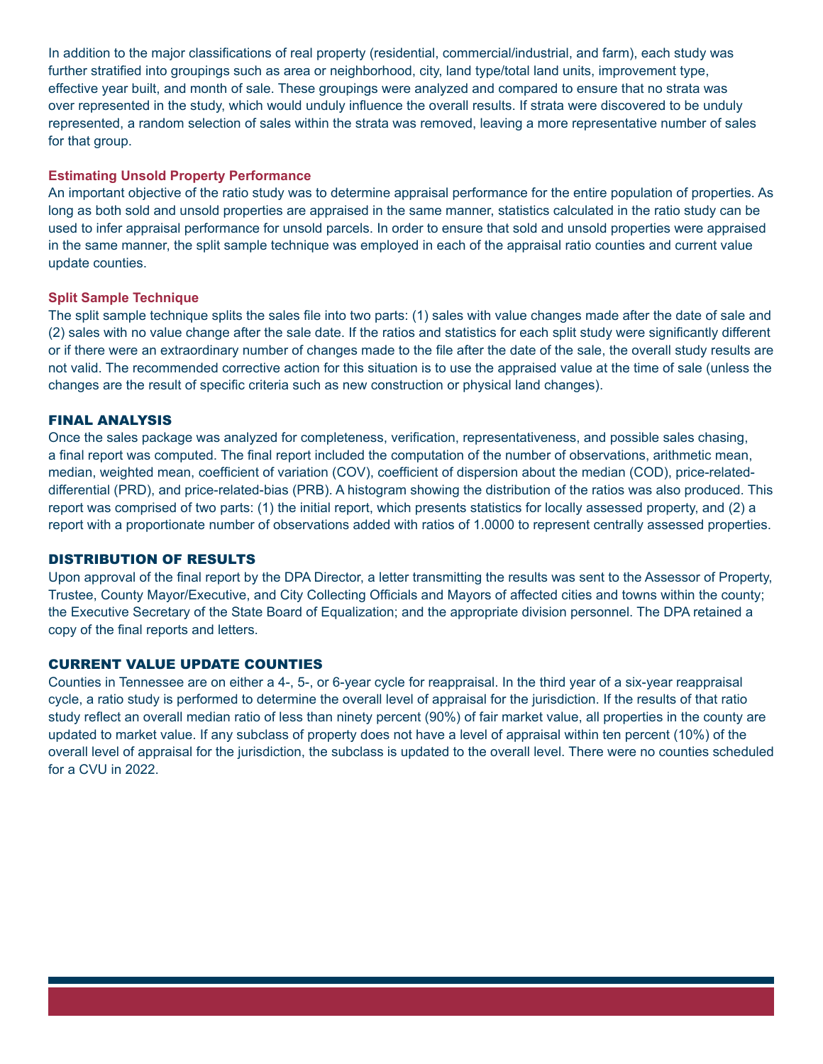In addition to the major classifications of real property (residential, commercial/industrial, and farm), each study was further stratified into groupings such as area or neighborhood, city, land type/total land units, improvement type, effective year built, and month of sale. These groupings were analyzed and compared to ensure that no strata was over represented in the study, which would unduly influence the overall results. If strata were discovered to be unduly represented, a random selection of sales within the strata was removed, leaving a more representative number of sales for that group.

### Estimating Unsold Property Performance

An important objective of the ratio study was to determine appraisal performance for the entire population of properties. As long as both sold and unsold properties are appraised in the same manner, statistics calculated in the ratio study can be used to infer appraisal performance for unsold parcels. In order to ensure that sold and unsold properties were appraised in the same manner, the split sample technique was employed in each of the appraisal ratio counties and current value update counties.

### Split Sample Technique

The split sample technique splits the sales file into two parts: (1) sales with value changes made after the date of sale and (2) sales with no value change after the sale date. If the ratios and statistics for each split study were significantly different or if there were an extraordinary number of changes made to the file after the date of the sale, the overall study results are not valid. The recommended corrective action for this situation is to use the appraised value at the time of sale (unless the changes are the result of specific criteria such as new construction or physical land changes).

## FINAL ANALYSIS

Once the sales package was analyzed for completeness, verification, representativeness, and possible sales chasing, a final report was computed. The final report included the computation of the number of observations, arithmetic mean, median, weighted mean, coefficient of variation (COV), coefficient of dispersion about the median (COD), price-related-differential (PRD), and price-related-bias (PRB). A histogram showing the distribution of the ratios was also produced. This report was comprised of two parts: (1) the initial report, which presents statistics for locally assessed property, and (2) a report with a proportionate number of observations added with ratios of 1.0000 to represent centrally assessed properties.

## DISTRIBUTION OF RESULTS

Upon approval of the final report by the DPA Director, a letter transmitting the results was sent to the Assessor of Property, Trustee, County Mayor/Executive, and City Collecting Officials and Mayors of affected cities and towns within the county; the Executive Secretary of the State Board of Equalization; and the appropriate division personnel. The DPA retained a copy of the final reports and letters.

## CURRENT VALUE UPDATE COUNTIES

Counties in Tennessee are on either a 4-, 5-, or 6-year cycle for reappraisal. In the third year of a six-year reappraisal cycle, a ratio study is performed to determine the overall level of appraisal for the jurisdiction. If the results of that ratio study reflect an overall median ratio of less than ninety percent (90%) of fair market value, all properties in the county are updated to market value. If any subclass of property does not have a level of appraisal within ten percent (10%) of the overall level of appraisal for the jurisdiction, the subclass is updated to the overall level. There were no counties scheduled for a CVU in 2022.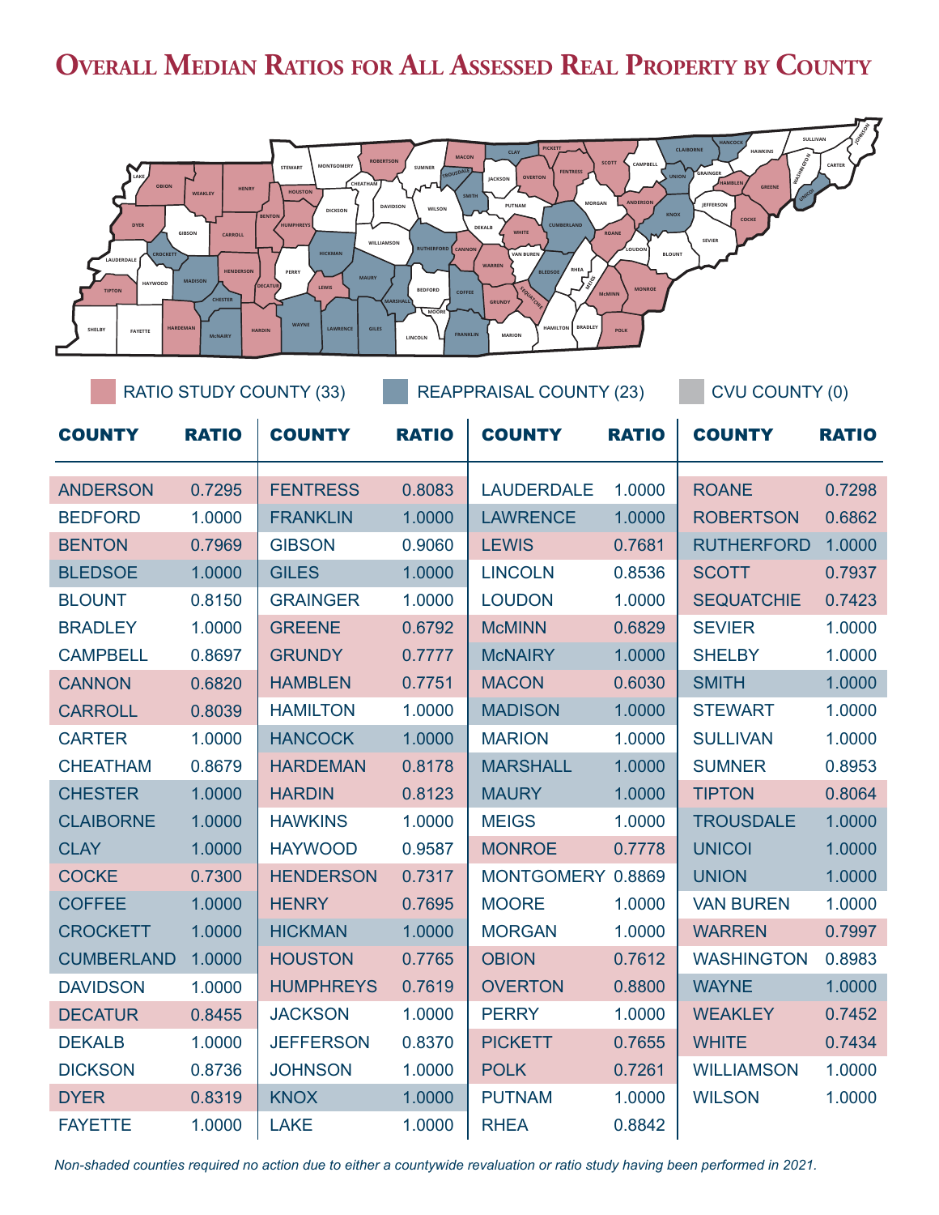# Overall Median Ratios for All Assessed Real Property by County

RATIO STUDY COUNTY (33) | REAPPRAISAL COUNTY (23) | CVU COUNTY (0)

| COUNTY | RATIO | COUNTY | RATIO | COUNTY | RATIO | COUNTY | RATIO |
|---|---|---|---|---|---|---|---|
| ANDERSON | 0.7295 | FENTRESS | 0.8083 | LAUDERDALE | 1.0000 | ROANE | 0.7298 |
| BEDFORD | 1.0000 | FRANKLIN | 1.0000 | LAWRENCE | 1.0000 | ROBERTSON | 0.6862 |
| BENTON | 0.7969 | GIBSON | 0.9060 | LEWIS | 0.7681 | RUTHERFORD | 1.0000 |
| BLEDSOE | 1.0000 | GILES | 1.0000 | LINCOLN | 0.8536 | SCOTT | 0.7937 |
| BLOUNT | 0.8150 | GRAINGER | 1.0000 | LOUDON | 1.0000 | SEQUATCHIE | 0.7423 |
| BRADLEY | 1.0000 | GREENE | 0.6792 | McMINN | 0.6829 | SEVIER | 1.0000 |
| CAMPBELL | 0.8697 | GRUNDY | 0.7777 | McNAIRY | 1.0000 | SHELBY | 1.0000 |
| CANNON | 0.6820 | HAMBLEN | 0.7751 | MACON | 0.6030 | SMITH | 1.0000 |
| CARROLL | 0.8039 | HAMILTON | 1.0000 | MADISON | 1.0000 | STEWART | 1.0000 |
| CARTER | 1.0000 | HANCOCK | 1.0000 | MARION | 1.0000 | SULLIVAN | 1.0000 |
| CHEATHAM | 0.8679 | HARDEMAN | 0.8178 | MARSHALL | 1.0000 | SUMNER | 0.8953 |
| CHESTER | 1.0000 | HARDIN | 0.8123 | MAURY | 1.0000 | TIPTON | 0.8064 |
| CLAIBORNE | 1.0000 | HAWKINS | 1.0000 | MEIGS | 1.0000 | TROUSDALE | 1.0000 |
| CLAY | 1.0000 | HAYWOOD | 0.9587 | MONROE | 0.7778 | UNICOI | 1.0000 |
| COCKE | 0.7300 | HENDERSON | 0.7317 | MONTGOMERY | 0.8869 | UNION | 1.0000 |
| COFFEE | 1.0000 | HENRY | 0.7695 | MOORE | 1.0000 | VAN BUREN | 1.0000 |
| CROCKETT | 1.0000 | HICKMAN | 1.0000 | MORGAN | 1.0000 | WARREN | 0.7997 |
| CUMBERLAND | 1.0000 | HOUSTON | 0.7765 | OBION | 0.7612 | WASHINGTON | 0.8983 |
| DAVIDSON | 1.0000 | HUMPHREYS | 0.7619 | OVERTON | 0.8800 | WAYNE | 1.0000 |
| DECATUR | 0.8455 | JACKSON | 1.0000 | PERRY | 1.0000 | WEAKLEY | 0.7452 |
| DEKALB | 1.0000 | JEFFERSON | 0.8370 | PICKETT | 0.7655 | WHITE | 0.7434 |
| DICKSON | 0.8736 | JOHNSON | 1.0000 | POLK | 0.7261 | WILLIAMSON | 1.0000 |
| DYER | 0.8319 | KNOX | 1.0000 | PUTNAM | 1.0000 | WILSON | 1.0000 |
| FAYETTE | 1.0000 | LAKE | 1.0000 | RHEA | 0.8842 | | |

*Non-shaded counties required no action due to either a countywide revaluation or ratio study having been performed in 2021.*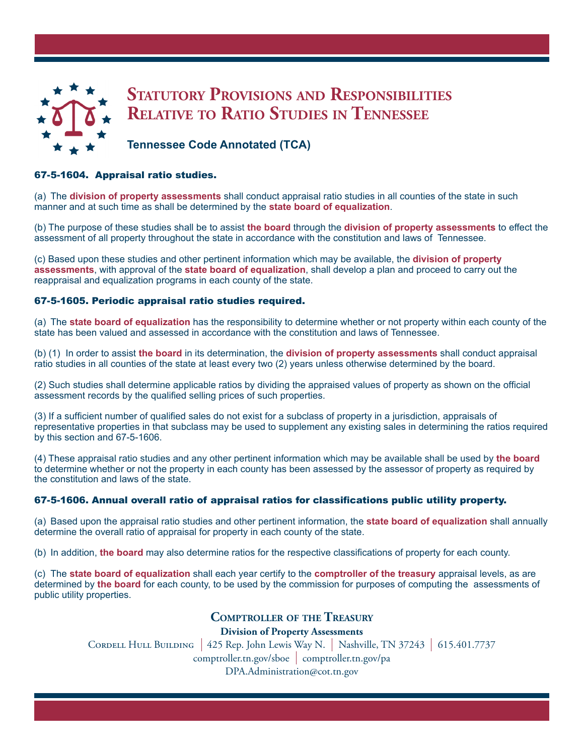# Statutory Provisions and Responsibilities Relative to Ratio Studies in Tennessee

## Tennessee Code Annotated (TCA)

### 67-5-1604. Appraisal ratio studies.

(a) The **division of property assessments** shall conduct appraisal ratio studies in all counties of the state in such manner and at such time as shall be determined by the **state board of equalization**.

(b) The purpose of these studies shall be to assist **the board** through the **division of property assessments** to effect the assessment of all property throughout the state in accordance with the constitution and laws of Tennessee.

(c) Based upon these studies and other pertinent information which may be available, the **division of property assessments**, with approval of the **state board of equalization**, shall develop a plan and proceed to carry out the reappraisal and equalization programs in each county of the state.

### 67-5-1605. Periodic appraisal ratio studies required.

(a) The **state board of equalization** has the responsibility to determine whether or not property within each county of the state has been valued and assessed in accordance with the constitution and laws of Tennessee.

(b) (1) In order to assist **the board** in its determination, the **division of property assessments** shall conduct appraisal ratio studies in all counties of the state at least every two (2) years unless otherwise determined by the board.

(2) Such studies shall determine applicable ratios by dividing the appraised values of property as shown on the official assessment records by the qualified selling prices of such properties.

(3) If a sufficient number of qualified sales do not exist for a subclass of property in a jurisdiction, appraisals of representative properties in that subclass may be used to supplement any existing sales in determining the ratios required by this section and 67-5-1606.

(4) These appraisal ratio studies and any other pertinent information which may be available shall be used by **the board** to determine whether or not the property in each county has been assessed by the assessor of property as required by the constitution and laws of the state.

### 67-5-1606. Annual overall ratio of appraisal ratios for classifications public utility property.

(a) Based upon the appraisal ratio studies and other pertinent information, the **state board of equalization** shall annually determine the overall ratio of appraisal for property in each county of the state.

(b) In addition, **the board** may also determine ratios for the respective classifications of property for each county.

(c) The **state board of equalization** shall each year certify to the **comptroller of the treasury** appraisal levels, as are determined by **the board** for each county, to be used by the commission for purposes of computing the assessments of public utility properties.

**Comptroller of the Treasury**

**Division of Property Assessments**

Cordell Hull Building | 425 Rep. John Lewis Way N. | Nashville, TN 37243 | 615.401.7737

comptroller.tn.gov/sboe | comptroller.tn.gov/pa

DPA.Administration@cot.tn.gov